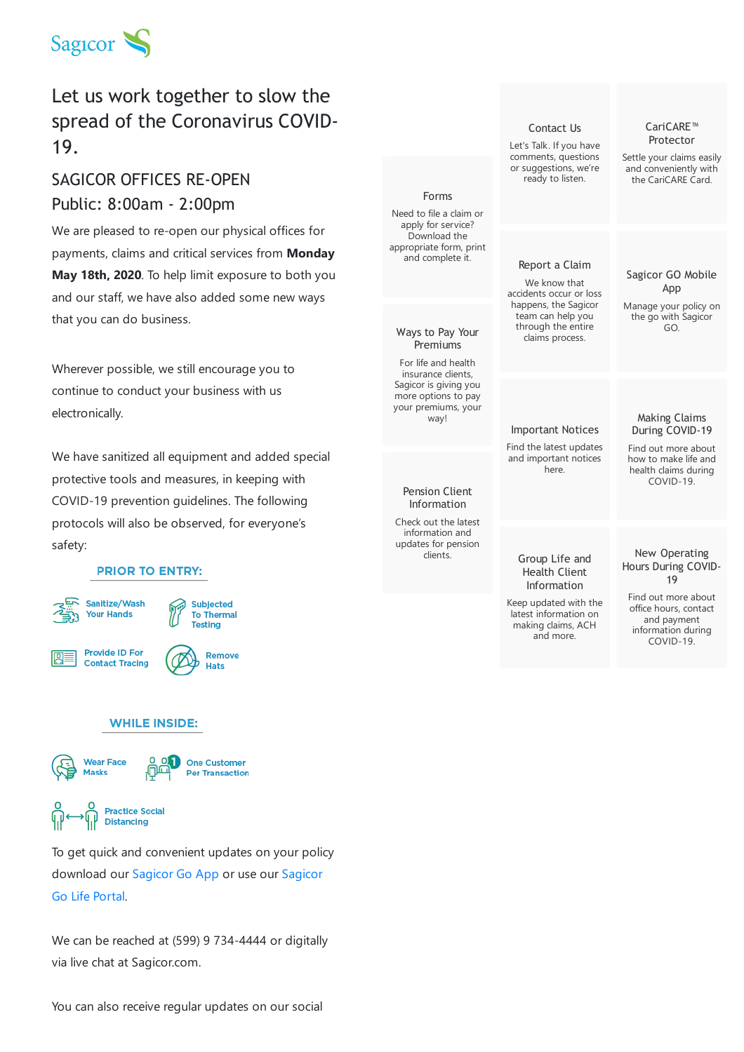Sagicor

# Let us work together to slow the spread of the Coronavirus COVID-19.

## SAGICOR OFFICES RE-OPEN

## Public: 8:00am - 2:00pm

We are pleased to re-open our physical offices for payments, claims and critical services from **Monday May 18th, 2020**. To help limit exposure to both you and our staff, we have also added some new ways that you can do business.

Wherever possible, we still encourage you to continue to conduct your business with us electronically.

We have sanitized all equipment and added special protective tools and measures, in keeping with COVID-19 prevention guidelines. The following protocols will also be observed, for everyone's safety:

**PRIOR TO ENTRY:**

- Sanitize/Wash Your Hands
- Subjected To Thermal Testing
- Provide ID For Contact Tracing
- Remove Hats

**WHILE INSIDE:**

- Wear Face Masks
- One Customer Per Transaction
- Practice Social Distancing

To get quick and convenient updates on your policy download our Sagicor Go App or use our Sagicor Go Life Portal.

We can be reached at (599) 9 734-4444 or digitally via live chat at Sagicor.com.

You can also receive regular updates on our social

### Contact Us

Let's Talk. If you have comments, questions or suggestions, we're ready to listen.

### CariCARE™ Protector

Settle your claims easily and conveniently with the CariCARE Card.

### Forms

Need to file a claim or apply for service? Download the appropriate form, print and complete it.

### Report a Claim

We know that accidents occur or loss happens, the Sagicor team can help you through the entire claims process.

### Sagicor GO Mobile App

Manage your policy on the go with Sagicor GO.

### Ways to Pay Your Premiums

For life and health insurance clients, Sagicor is giving you more options to pay your premiums, your way!

### Important Notices

Find the latest updates and important notices here.

### Making Claims During COVID-19

Find out more about how to make life and health claims during COVID-19.

### Pension Client Information

Check out the latest information and updates for pension clients.

### Group Life and Health Client Information

Keep updated with the latest information on making claims, ACH and more.

### New Operating Hours During COVID-19

Find out more about office hours, contact and payment information during COVID-19.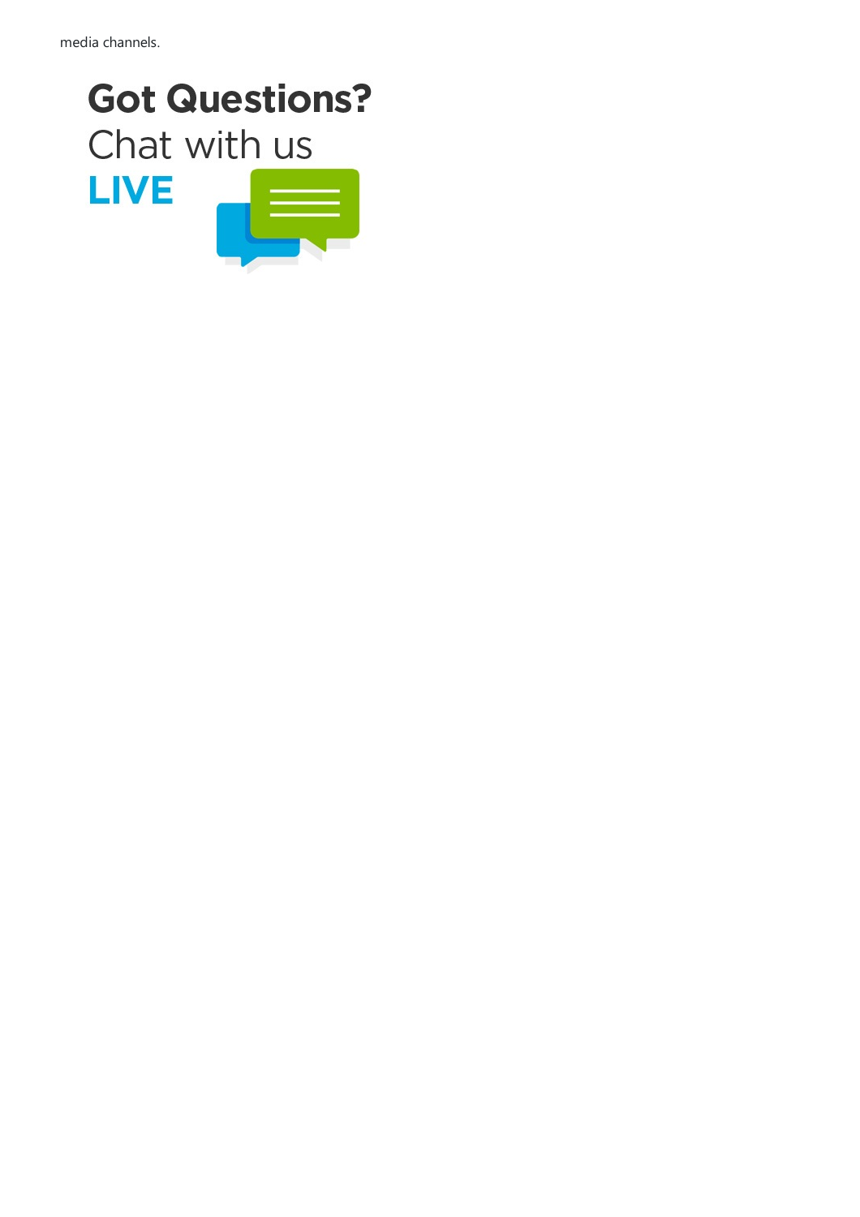media channels.

**Got Questions?**
Chat with us
**LIVE**